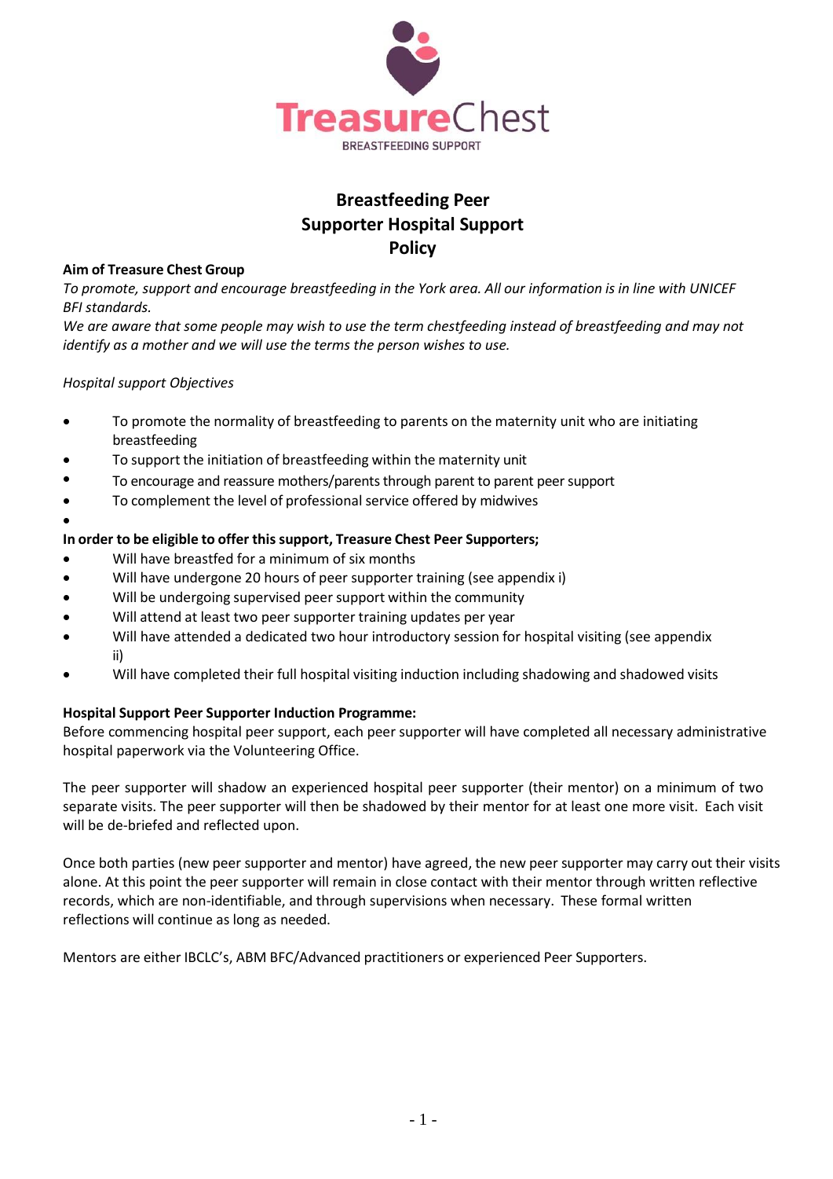TreasureChest
BREASTFEEDING SUPPORT

# Breastfeeding Peer Supporter Hospital Support Policy

**Aim of Treasure Chest Group**

*To promote, support and encourage breastfeeding in the York area. All our information is in line with UNICEF BFI standards.*

*We are aware that some people may wish to use the term chestfeeding instead of breastfeeding and may not identify as a mother and we will use the terms the person wishes to use.*

*Hospital support Objectives*

- To promote the normality of breastfeeding to parents on the maternity unit who are initiating breastfeeding
- To support the initiation of breastfeeding within the maternity unit
- To encourage and reassure mothers/parents through parent to parent peer support
- To complement the level of professional service offered by midwives

**In order to be eligible to offer this support, Treasure Chest Peer Supporters;**

- Will have breastfed for a minimum of six months
- Will have undergone 20 hours of peer supporter training (see appendix i)
- Will be undergoing supervised peer support within the community
- Will attend at least two peer supporter training updates per year
- Will have attended a dedicated two hour introductory session for hospital visiting (see appendix ii)
- Will have completed their full hospital visiting induction including shadowing and shadowed visits

**Hospital Support Peer Supporter Induction Programme:**

Before commencing hospital peer support, each peer supporter will have completed all necessary administrative hospital paperwork via the Volunteering Office.

The peer supporter will shadow an experienced hospital peer supporter (their mentor) on a minimum of two separate visits. The peer supporter will then be shadowed by their mentor for at least one more visit. Each visit will be de-briefed and reflected upon.

Once both parties (new peer supporter and mentor) have agreed, the new peer supporter may carry out their visits alone. At this point the peer supporter will remain in close contact with their mentor through written reflective records, which are non-identifiable, and through supervisions when necessary. These formal written reflections will continue as long as needed.

Mentors are either IBCLC's, ABM BFC/Advanced practitioners or experienced Peer Supporters.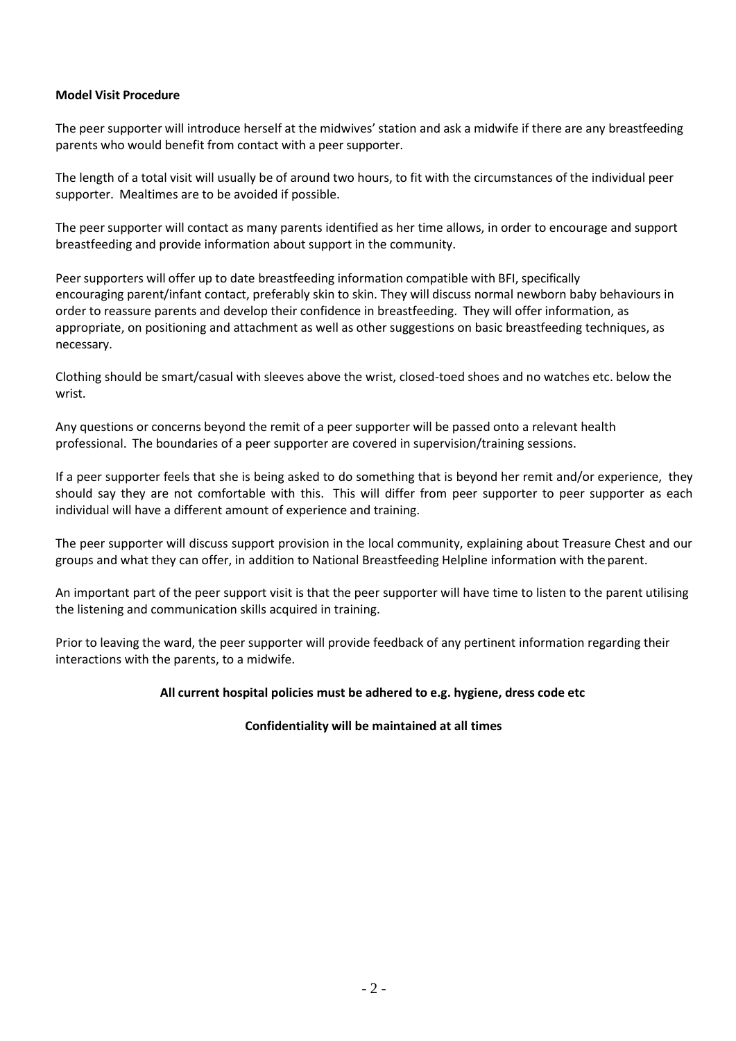**Model Visit Procedure**

The peer supporter will introduce herself at the midwives' station and ask a midwife if there are any breastfeeding parents who would benefit from contact with a peer supporter.

The length of a total visit will usually be of around two hours, to fit with the circumstances of the individual peer supporter. Mealtimes are to be avoided if possible.

The peer supporter will contact as many parents identified as her time allows, in order to encourage and support breastfeeding and provide information about support in the community.

Peer supporters will offer up to date breastfeeding information compatible with BFI, specifically encouraging parent/infant contact, preferably skin to skin. They will discuss normal newborn baby behaviours in order to reassure parents and develop their confidence in breastfeeding. They will offer information, as appropriate, on positioning and attachment as well as other suggestions on basic breastfeeding techniques, as necessary.

Clothing should be smart/casual with sleeves above the wrist, closed-toed shoes and no watches etc. below the wrist.

Any questions or concerns beyond the remit of a peer supporter will be passed onto a relevant health professional. The boundaries of a peer supporter are covered in supervision/training sessions.

If a peer supporter feels that she is being asked to do something that is beyond her remit and/or experience, they should say they are not comfortable with this. This will differ from peer supporter to peer supporter as each individual will have a different amount of experience and training.

The peer supporter will discuss support provision in the local community, explaining about Treasure Chest and our groups and what they can offer, in addition to National Breastfeeding Helpline information with the parent.

An important part of the peer support visit is that the peer supporter will have time to listen to the parent utilising the listening and communication skills acquired in training.

Prior to leaving the ward, the peer supporter will provide feedback of any pertinent information regarding their interactions with the parents, to a midwife.

**All current hospital policies must be adhered to e.g. hygiene, dress code etc**

**Confidentiality will be maintained at all times**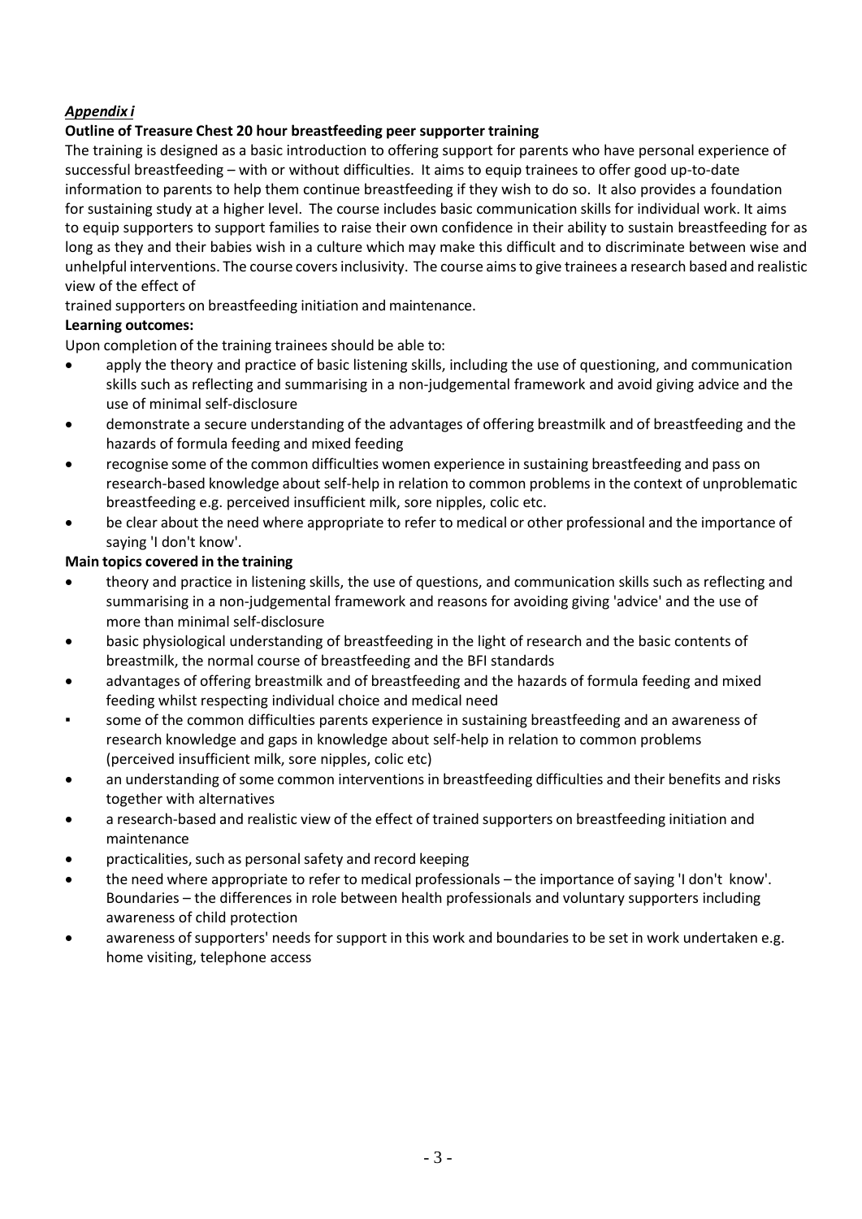***Appendix i***

**Outline of Treasure Chest 20 hour breastfeeding peer supporter training**

The training is designed as a basic introduction to offering support for parents who have personal experience of successful breastfeeding – with or without difficulties. It aims to equip trainees to offer good up-to-date information to parents to help them continue breastfeeding if they wish to do so. It also provides a foundation for sustaining study at a higher level. The course includes basic communication skills for individual work. It aims to equip supporters to support families to raise their own confidence in their ability to sustain breastfeeding for as long as they and their babies wish in a culture which may make this difficult and to discriminate between wise and unhelpful interventions. The course covers inclusivity. The course aims to give trainees a research based and realistic view of the effect of trained supporters on breastfeeding initiation and maintenance.

**Learning outcomes:**

Upon completion of the training trainees should be able to:

- apply the theory and practice of basic listening skills, including the use of questioning, and communication skills such as reflecting and summarising in a non-judgemental framework and avoid giving advice and the use of minimal self-disclosure
- demonstrate a secure understanding of the advantages of offering breastmilk and of breastfeeding and the hazards of formula feeding and mixed feeding
- recognise some of the common difficulties women experience in sustaining breastfeeding and pass on research-based knowledge about self-help in relation to common problems in the context of unproblematic breastfeeding e.g. perceived insufficient milk, sore nipples, colic etc.
- be clear about the need where appropriate to refer to medical or other professional and the importance of saying 'I don't know'.

**Main topics covered in the training**

- theory and practice in listening skills, the use of questions, and communication skills such as reflecting and summarising in a non-judgemental framework and reasons for avoiding giving 'advice' and the use of more than minimal self-disclosure
- basic physiological understanding of breastfeeding in the light of research and the basic contents of breastmilk, the normal course of breastfeeding and the BFI standards
- advantages of offering breastmilk and of breastfeeding and the hazards of formula feeding and mixed feeding whilst respecting individual choice and medical need
- some of the common difficulties parents experience in sustaining breastfeeding and an awareness of research knowledge and gaps in knowledge about self-help in relation to common problems (perceived insufficient milk, sore nipples, colic etc)
- an understanding of some common interventions in breastfeeding difficulties and their benefits and risks together with alternatives
- a research-based and realistic view of the effect of trained supporters on breastfeeding initiation and maintenance
- practicalities, such as personal safety and record keeping
- the need where appropriate to refer to medical professionals – the importance of saying 'I don't know'. Boundaries – the differences in role between health professionals and voluntary supporters including awareness of child protection
- awareness of supporters' needs for support in this work and boundaries to be set in work undertaken e.g. home visiting, telephone access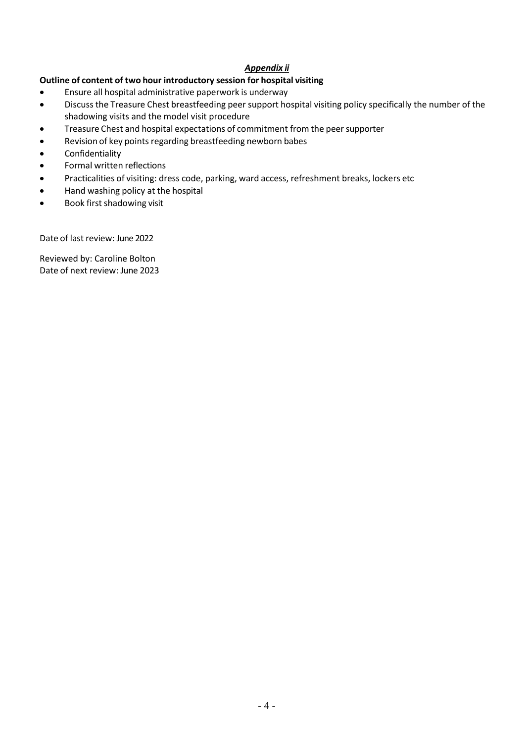***Appendix ii***

**Outline of content of two hour introductory session for hospital visiting**

- Ensure all hospital administrative paperwork is underway
- Discuss the Treasure Chest breastfeeding peer support hospital visiting policy specifically the number of the shadowing visits and the model visit procedure
- Treasure Chest and hospital expectations of commitment from the peer supporter
- Revision of key points regarding breastfeeding newborn babes
- Confidentiality
- Formal written reflections
- Practicalities of visiting: dress code, parking, ward access, refreshment breaks, lockers etc
- Hand washing policy at the hospital
- Book first shadowing visit

Date of last review: June 2022

Reviewed by: Caroline Bolton
Date of next review: June 2023